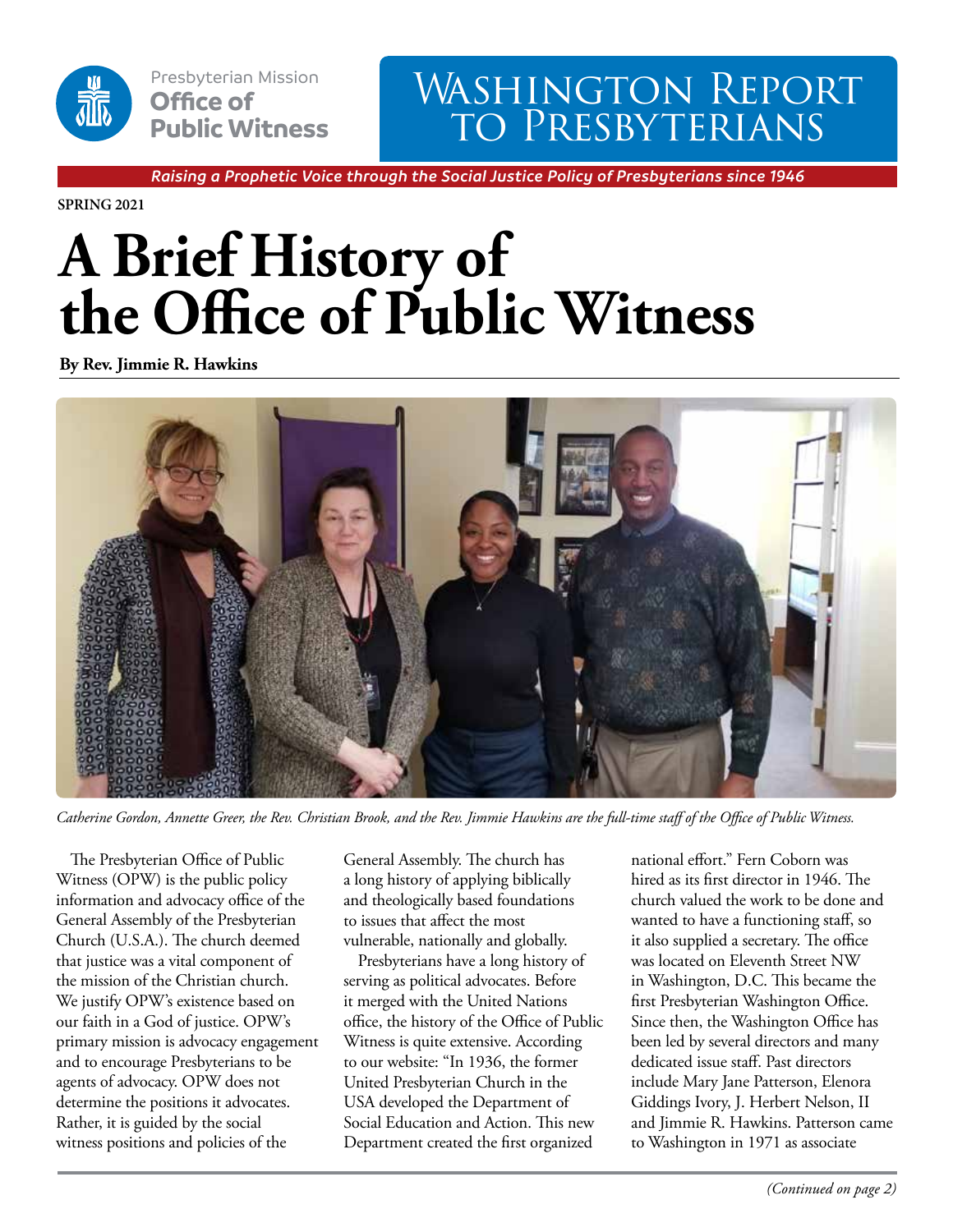Presbyterian Mission
**Office of Public Witness**

# Washington Report to Presbyterians

*Raising a Prophetic Voice through the Social Justice Policy of Presbyterians since 1946*

**SPRING 2021**

# A Brief History of the Office of Public Witness

**By Rev. Jimmie R. Hawkins**

*Catherine Gordon, Annette Greer, the Rev. Christian Brook, and the Rev. Jimmie Hawkins are the full-time staff of the Office of Public Witness.*

The Presbyterian Office of Public Witness (OPW) is the public policy information and advocacy office of the General Assembly of the Presbyterian Church (U.S.A.). The church deemed that justice was a vital component of the mission of the Christian church. We justify OPW's existence based on our faith in a God of justice. OPW's primary mission is advocacy engagement and to encourage Presbyterians to be agents of advocacy. OPW does not determine the positions it advocates. Rather, it is guided by the social witness positions and policies of the General Assembly. The church has a long history of applying biblically and theologically based foundations to issues that affect the most vulnerable, nationally and globally.

Presbyterians have a long history of serving as political advocates. Before it merged with the United Nations office, the history of the Office of Public Witness is quite extensive. According to our website: "In 1936, the former United Presbyterian Church in the USA developed the Department of Social Education and Action. This new Department created the first organized national effort." Fern Coborn was hired as its first director in 1946. The church valued the work to be done and wanted to have a functioning staff, so it also supplied a secretary. The office was located on Eleventh Street NW in Washington, D.C. This became the first Presbyterian Washington Office. Since then, the Washington Office has been led by several directors and many dedicated issue staff. Past directors include Mary Jane Patterson, Elenora Giddings Ivory, J. Herbert Nelson, II and Jimmie R. Hawkins. Patterson came to Washington in 1971 as associate

*(Continued on page 2)*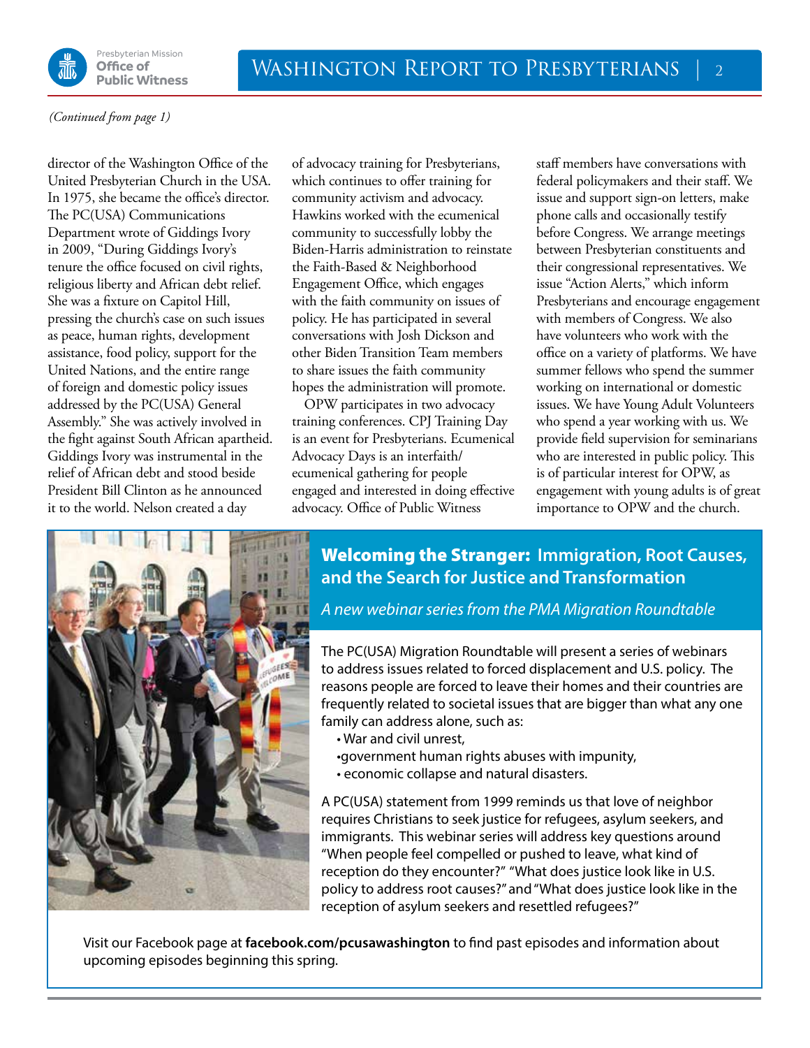*(Continued from page 1)*

director of the Washington Office of the United Presbyterian Church in the USA. In 1975, she became the office's director. The PC(USA) Communications Department wrote of Giddings Ivory in 2009, "During Giddings Ivory's tenure the office focused on civil rights, religious liberty and African debt relief. She was a fixture on Capitol Hill, pressing the church's case on such issues as peace, human rights, development assistance, food policy, support for the United Nations, and the entire range of foreign and domestic policy issues addressed by the PC(USA) General Assembly." She was actively involved in the fight against South African apartheid. Giddings Ivory was instrumental in the relief of African debt and stood beside President Bill Clinton as he announced it to the world. Nelson created a day of advocacy training for Presbyterians, which continues to offer training for community activism and advocacy. Hawkins worked with the ecumenical community to successfully lobby the Biden-Harris administration to reinstate the Faith-Based & Neighborhood Engagement Office, which engages with the faith community on issues of policy. He has participated in several conversations with Josh Dickson and other Biden Transition Team members to share issues the faith community hopes the administration will promote.

OPW participates in two advocacy training conferences. CPJ Training Day is an event for Presbyterians. Ecumenical Advocacy Days is an interfaith/ecumenical gathering for people engaged and interested in doing effective advocacy. Office of Public Witness staff members have conversations with federal policymakers and their staff. We issue and support sign-on letters, make phone calls and occasionally testify before Congress. We arrange meetings between Presbyterian constituents and their congressional representatives. We issue "Action Alerts," which inform Presbyterians and encourage engagement with members of Congress. We also have volunteers who work with the office on a variety of platforms. We have summer fellows who spend the summer working on international or domestic issues. We have Young Adult Volunteers who spend a year working with us. We provide field supervision for seminarians who are interested in public policy. This is of particular interest for OPW, as engagement with young adults is of great importance to OPW and the church.

## **Welcoming the Stranger:** Immigration, Root Causes, and the Search for Justice and Transformation

*A new webinar series from the PMA Migration Roundtable*

The PC(USA) Migration Roundtable will present a series of webinars to address issues related to forced displacement and U.S. policy. The reasons people are forced to leave their homes and their countries are frequently related to societal issues that are bigger than what any one family can address alone, such as:

- War and civil unrest,
- government human rights abuses with impunity,
- economic collapse and natural disasters.

A PC(USA) statement from 1999 reminds us that love of neighbor requires Christians to seek justice for refugees, asylum seekers, and immigrants. This webinar series will address key questions around "When people feel compelled or pushed to leave, what kind of reception do they encounter?" "What does justice look like in U.S. policy to address root causes?" and "What does justice look like in the reception of asylum seekers and resettled refugees?"

Visit our Facebook page at **facebook.com/pcusawashington** to find past episodes and information about upcoming episodes beginning this spring.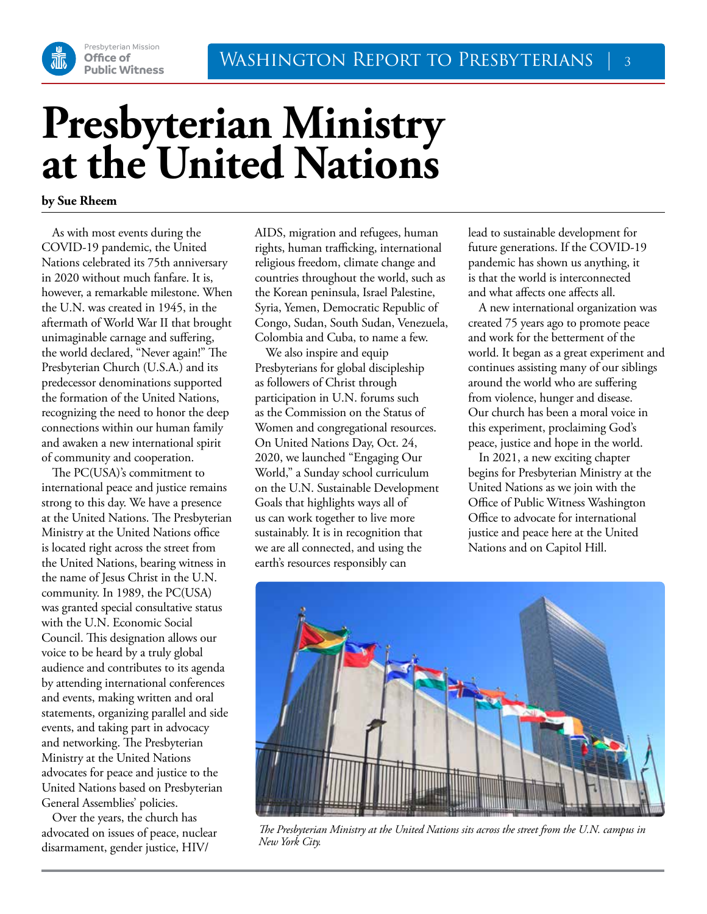# Presbyterian Ministry at the United Nations

**by Sue Rheem**

As with most events during the COVID-19 pandemic, the United Nations celebrated its 75th anniversary in 2020 without much fanfare. It is, however, a remarkable milestone. When the U.N. was created in 1945, in the aftermath of World War II that brought unimaginable carnage and suffering, the world declared, "Never again!" The Presbyterian Church (U.S.A.) and its predecessor denominations supported the formation of the United Nations, recognizing the need to honor the deep connections within our human family and awaken a new international spirit of community and cooperation.

The PC(USA)'s commitment to international peace and justice remains strong to this day. We have a presence at the United Nations. The Presbyterian Ministry at the United Nations office is located right across the street from the United Nations, bearing witness in the name of Jesus Christ in the U.N. community. In 1989, the PC(USA) was granted special consultative status with the U.N. Economic Social Council. This designation allows our voice to be heard by a truly global audience and contributes to its agenda by attending international conferences and events, making written and oral statements, organizing parallel and side events, and taking part in advocacy and networking. The Presbyterian Ministry at the United Nations advocates for peace and justice to the United Nations based on Presbyterian General Assemblies' policies.

Over the years, the church has advocated on issues of peace, nuclear disarmament, gender justice, HIV/AIDS, migration and refugees, human rights, human trafficking, international religious freedom, climate change and countries throughout the world, such as the Korean peninsula, Israel Palestine, Syria, Yemen, Democratic Republic of Congo, Sudan, South Sudan, Venezuela, Colombia and Cuba, to name a few.

We also inspire and equip Presbyterians for global discipleship as followers of Christ through participation in U.N. forums such as the Commission on the Status of Women and congregational resources. On United Nations Day, Oct. 24, 2020, we launched "Engaging Our World," a Sunday school curriculum on the U.N. Sustainable Development Goals that highlights ways all of us can work together to live more sustainably. It is in recognition that we are all connected, and using the earth's resources responsibly can lead to sustainable development for future generations. If the COVID-19 pandemic has shown us anything, it is that the world is interconnected and what affects one affects all.

A new international organization was created 75 years ago to promote peace and work for the betterment of the world. It began as a great experiment and continues assisting many of our siblings around the world who are suffering from violence, hunger and disease. Our church has been a moral voice in this experiment, proclaiming God's peace, justice and hope in the world.

In 2021, a new exciting chapter begins for Presbyterian Ministry at the United Nations as we join with the Office of Public Witness Washington Office to advocate for international justice and peace here at the United Nations and on Capitol Hill.

*The Presbyterian Ministry at the United Nations sits across the street from the U.N. campus in New York City.*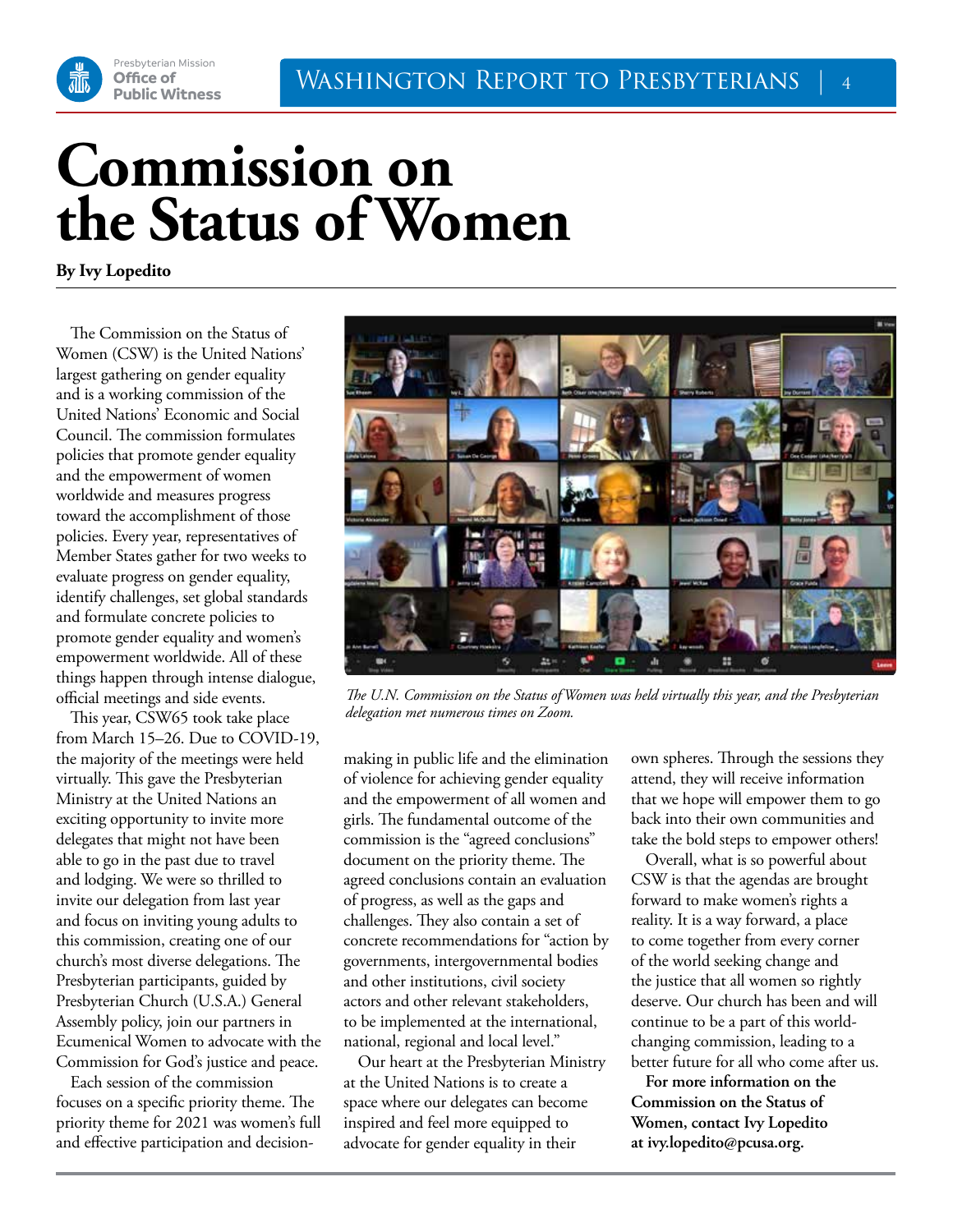# Commission on the Status of Women

**By Ivy Lopedito**

The Commission on the Status of Women (CSW) is the United Nations' largest gathering on gender equality and is a working commission of the United Nations' Economic and Social Council. The commission formulates policies that promote gender equality and the empowerment of women worldwide and measures progress toward the accomplishment of those policies. Every year, representatives of Member States gather for two weeks to evaluate progress on gender equality, identify challenges, set global standards and formulate concrete policies to promote gender equality and women's empowerment worldwide. All of these things happen through intense dialogue, official meetings and side events.

This year, CSW65 took take place from March 15–26. Due to COVID-19, the majority of the meetings were held virtually. This gave the Presbyterian Ministry at the United Nations an exciting opportunity to invite more delegates that might not have been able to go in the past due to travel and lodging. We were so thrilled to invite our delegation from last year and focus on inviting young adults to this commission, creating one of our church's most diverse delegations. The Presbyterian participants, guided by Presbyterian Church (U.S.A.) General Assembly policy, join our partners in Ecumenical Women to advocate with the Commission for God's justice and peace.

Each session of the commission focuses on a specific priority theme. The priority theme for 2021 was women's full and effective participation and decision-making in public life and the elimination of violence for achieving gender equality and the empowerment of all women and girls. The fundamental outcome of the commission is the "agreed conclusions" document on the priority theme. The agreed conclusions contain an evaluation of progress, as well as the gaps and challenges. They also contain a set of concrete recommendations for "action by governments, intergovernmental bodies and other institutions, civil society actors and other relevant stakeholders, to be implemented at the international, national, regional and local level."

*The U.N. Commission on the Status of Women was held virtually this year, and the Presbyterian delegation met numerous times on Zoom.*

Our heart at the Presbyterian Ministry at the United Nations is to create a space where our delegates can become inspired and feel more equipped to advocate for gender equality in their own spheres. Through the sessions they attend, they will receive information that we hope will empower them to go back into their own communities and take the bold steps to empower others!

Overall, what is so powerful about CSW is that the agendas are brought forward to make women's rights a reality. It is a way forward, a place to come together from every corner of the world seeking change and the justice that all women so rightly deserve. Our church has been and will continue to be a part of this world-changing commission, leading to a better future for all who come after us.

**For more information on the Commission on the Status of Women, contact Ivy Lopedito at ivy.lopedito@pcusa.org.**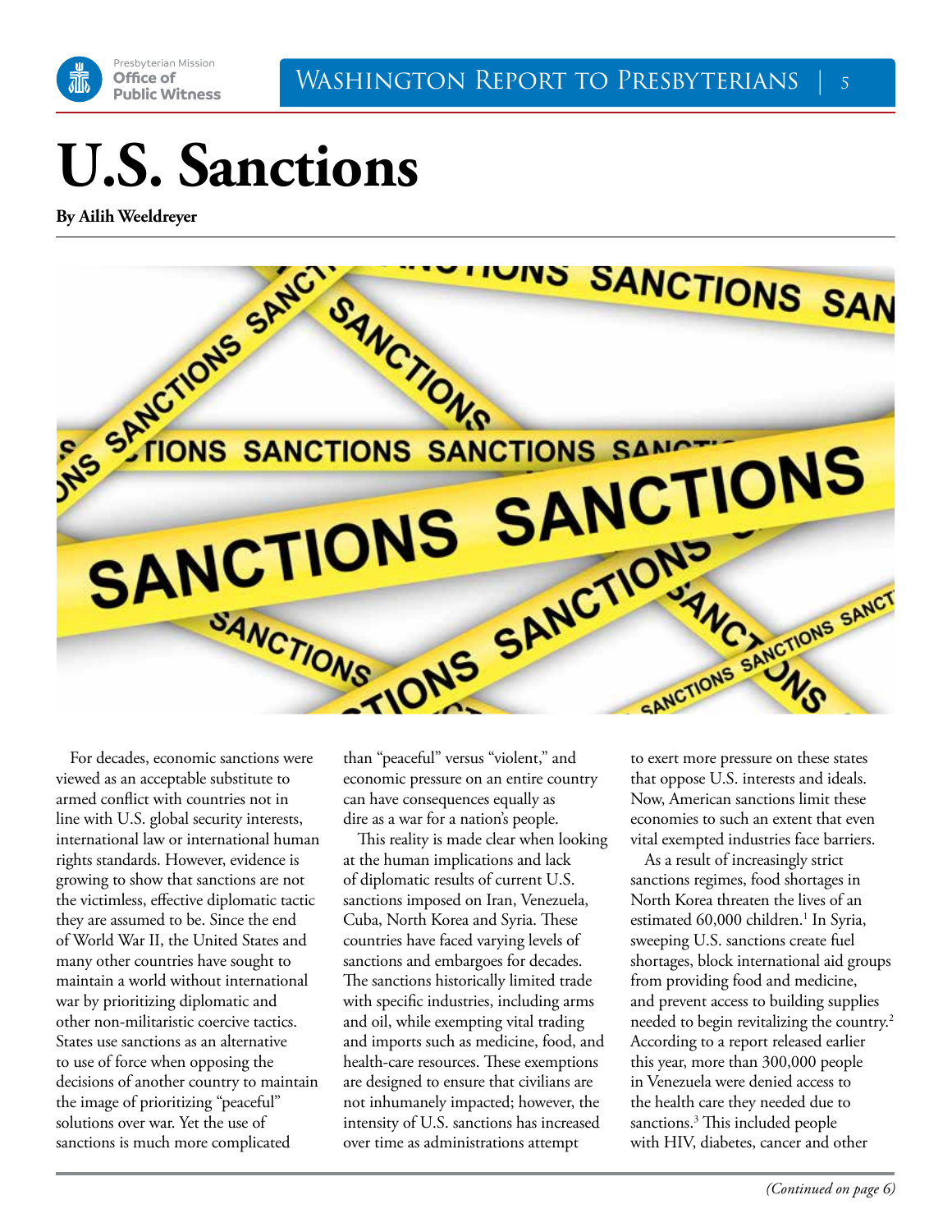# U.S. Sanctions

**By Ailih Weeldreyer**

For decades, economic sanctions were viewed as an acceptable substitute to armed conflict with countries not in line with U.S. global security interests, international law or international human rights standards. However, evidence is growing to show that sanctions are not the victimless, effective diplomatic tactic they are assumed to be. Since the end of World War II, the United States and many other countries have sought to maintain a world without international war by prioritizing diplomatic and other non-militaristic coercive tactics. States use sanctions as an alternative to use of force when opposing the decisions of another country to maintain the image of prioritizing "peaceful" solutions over war. Yet the use of sanctions is much more complicated than "peaceful" versus "violent," and economic pressure on an entire country can have consequences equally as dire as a war for a nation's people.

This reality is made clear when looking at the human implications and lack of diplomatic results of current U.S. sanctions imposed on Iran, Venezuela, Cuba, North Korea and Syria. These countries have faced varying levels of sanctions and embargoes for decades. The sanctions historically limited trade with specific industries, including arms and oil, while exempting vital trading and imports such as medicine, food, and health-care resources. These exemptions are designed to ensure that civilians are not inhumanely impacted; however, the intensity of U.S. sanctions has increased over time as administrations attempt to exert more pressure on these states that oppose U.S. interests and ideals. Now, American sanctions limit these economies to such an extent that even vital exempted industries face barriers.

As a result of increasingly strict sanctions regimes, food shortages in North Korea threaten the lives of an estimated 60,000 children.[1] In Syria, sweeping U.S. sanctions create fuel shortages, block international aid groups from providing food and medicine, and prevent access to building supplies needed to begin revitalizing the country.[2] According to a report released earlier this year, more than 300,000 people in Venezuela were denied access to the health care they needed due to sanctions.[3] This included people with HIV, diabetes, cancer and other

*(Continued on page 6)*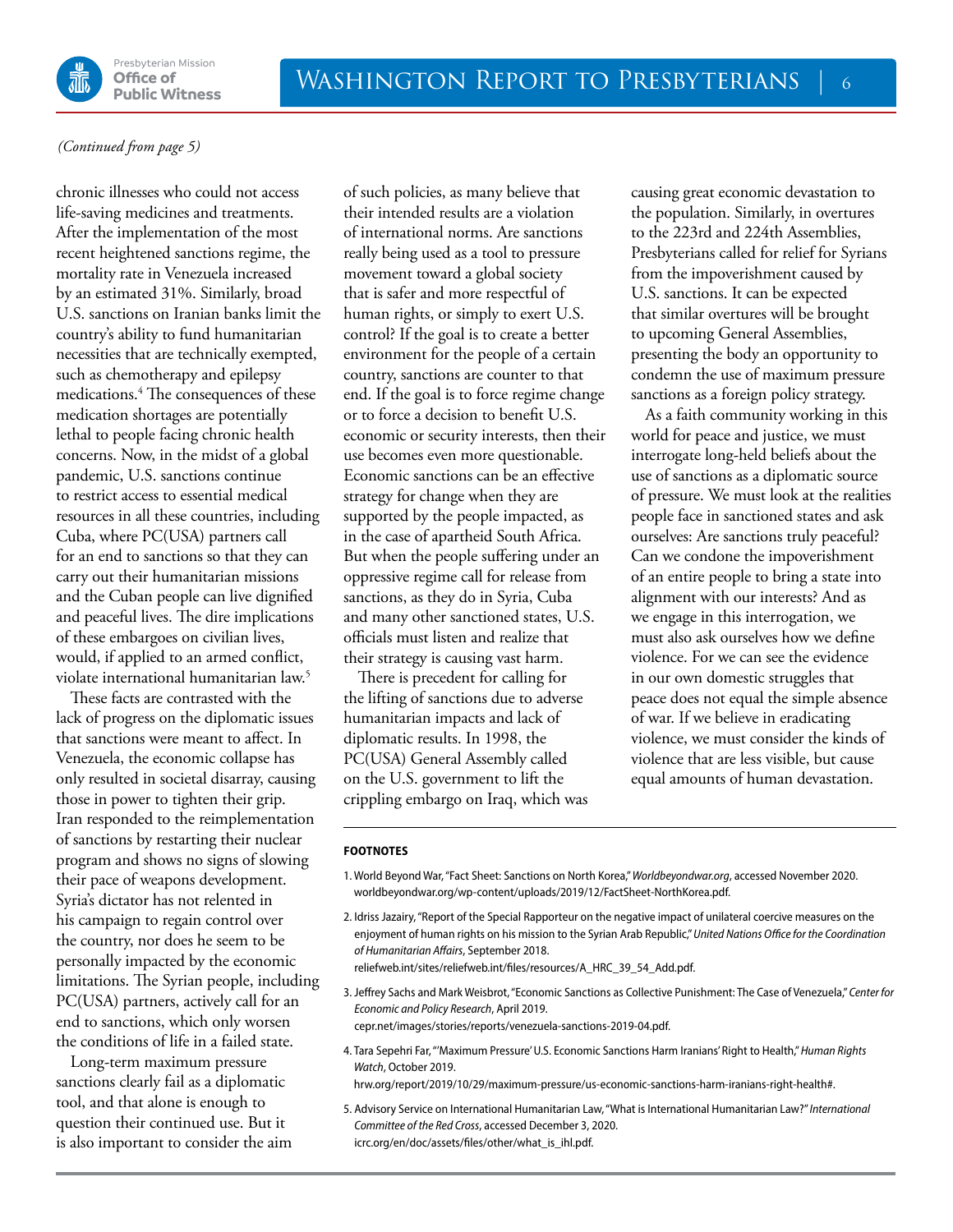*(Continued from page 5)*

chronic illnesses who could not access life-saving medicines and treatments. After the implementation of the most recent heightened sanctions regime, the mortality rate in Venezuela increased by an estimated 31%. Similarly, broad U.S. sanctions on Iranian banks limit the country's ability to fund humanitarian necessities that are technically exempted, such as chemotherapy and epilepsy medications.[4] The consequences of these medication shortages are potentially lethal to people facing chronic health concerns. Now, in the midst of a global pandemic, U.S. sanctions continue to restrict access to essential medical resources in all these countries, including Cuba, where PC(USA) partners call for an end to sanctions so that they can carry out their humanitarian missions and the Cuban people can live dignified and peaceful lives. The dire implications of these embargoes on civilian lives, would, if applied to an armed conflict, violate international humanitarian law.[5]

These facts are contrasted with the lack of progress on the diplomatic issues that sanctions were meant to affect. In Venezuela, the economic collapse has only resulted in societal disarray, causing those in power to tighten their grip. Iran responded to the reimplementation of sanctions by restarting their nuclear program and shows no signs of slowing their pace of weapons development. Syria's dictator has not relented in his campaign to regain control over the country, nor does he seem to be personally impacted by the economic limitations. The Syrian people, including PC(USA) partners, actively call for an end to sanctions, which only worsen the conditions of life in a failed state.

Long-term maximum pressure sanctions clearly fail as a diplomatic tool, and that alone is enough to question their continued use. But it is also important to consider the aim of such policies, as many believe that their intended results are a violation of international norms. Are sanctions really being used as a tool to pressure movement toward a global society that is safer and more respectful of human rights, or simply to exert U.S. control? If the goal is to create a better environment for the people of a certain country, sanctions are counter to that end. If the goal is to force regime change or to force a decision to benefit U.S. economic or security interests, then their use becomes even more questionable. Economic sanctions can be an effective strategy for change when they are supported by the people impacted, as in the case of apartheid South Africa. But when the people suffering under an oppressive regime call for release from sanctions, as they do in Syria, Cuba and many other sanctioned states, U.S. officials must listen and realize that their strategy is causing vast harm.

There is precedent for calling for the lifting of sanctions due to adverse humanitarian impacts and lack of diplomatic results. In 1998, the PC(USA) General Assembly called on the U.S. government to lift the crippling embargo on Iraq, which was causing great economic devastation to the population. Similarly, in overtures to the 223rd and 224th Assemblies, Presbyterians called for relief for Syrians from the impoverishment caused by U.S. sanctions. It can be expected that similar overtures will be brought to upcoming General Assemblies, presenting the body an opportunity to condemn the use of maximum pressure sanctions as a foreign policy strategy.

As a faith community working in this world for peace and justice, we must interrogate long-held beliefs about the use of sanctions as a diplomatic source of pressure. We must look at the realities people face in sanctioned states and ask ourselves: Are sanctions truly peaceful? Can we condone the impoverishment of an entire people to bring a state into alignment with our interests? And as we engage in this interrogation, we must also ask ourselves how we define violence. For we can see the evidence in our own domestic struggles that peace does not equal the simple absence of war. If we believe in eradicating violence, we must consider the kinds of violence that are less visible, but cause equal amounts of human devastation.

---

**FOOTNOTES**

1. World Beyond War, "Fact Sheet: Sanctions on North Korea," *Worldbeyondwar.org*, accessed November 2020. worldbeyondwar.org/wp-content/uploads/2019/12/FactSheet-NorthKorea.pdf.
2. Idriss Jazairy, "Report of the Special Rapporteur on the negative impact of unilateral coercive measures on the enjoyment of human rights on his mission to the Syrian Arab Republic," *United Nations Office for the Coordination of Humanitarian Affairs*, September 2018. reliefweb.int/sites/reliefweb.int/files/resources/A_HRC_39_54_Add.pdf.
3. Jeffrey Sachs and Mark Weisbrot, "Economic Sanctions as Collective Punishment: The Case of Venezuela," *Center for Economic and Policy Research*, April 2019. cepr.net/images/stories/reports/venezuela-sanctions-2019-04.pdf.
4. Tara Sepehri Far, "'Maximum Pressure' U.S. Economic Sanctions Harm Iranians' Right to Health," *Human Rights Watch*, October 2019. hrw.org/report/2019/10/29/maximum-pressure/us-economic-sanctions-harm-iranians-right-health#.
5. Advisory Service on International Humanitarian Law, "What is International Humanitarian Law?" *International Committee of the Red Cross*, accessed December 3, 2020. icrc.org/en/doc/assets/files/other/what_is_ihl.pdf.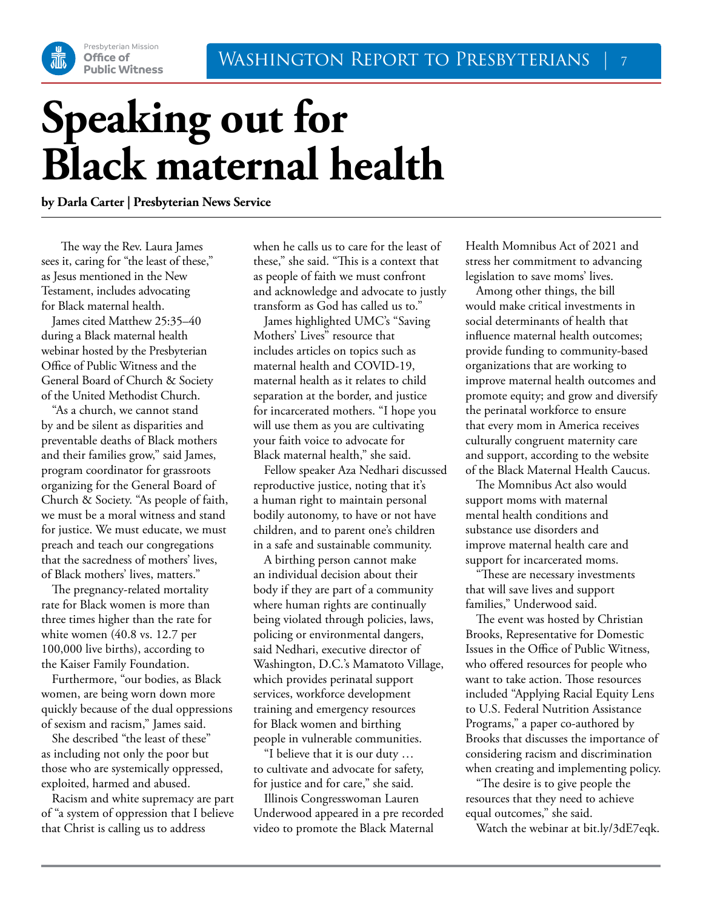# Speaking out for Black maternal health

**by Darla Carter | Presbyterian News Service**

The way the Rev. Laura James sees it, caring for "the least of these," as Jesus mentioned in the New Testament, includes advocating for Black maternal health.

James cited Matthew 25:35–40 during a Black maternal health webinar hosted by the Presbyterian Office of Public Witness and the General Board of Church & Society of the United Methodist Church.

"As a church, we cannot stand by and be silent as disparities and preventable deaths of Black mothers and their families grow," said James, program coordinator for grassroots organizing for the General Board of Church & Society. "As people of faith, we must be a moral witness and stand for justice. We must educate, we must preach and teach our congregations that the sacredness of mothers' lives, of Black mothers' lives, matters."

The pregnancy-related mortality rate for Black women is more than three times higher than the rate for white women (40.8 vs. 12.7 per 100,000 live births), according to the Kaiser Family Foundation.

Furthermore, "our bodies, as Black women, are being worn down more quickly because of the dual oppressions of sexism and racism," James said.

She described "the least of these" as including not only the poor but those who are systemically oppressed, exploited, harmed and abused.

Racism and white supremacy are part of "a system of oppression that I believe that Christ is calling us to address when he calls us to care for the least of these," she said. "This is a context that as people of faith we must confront and acknowledge and advocate to justly transform as God has called us to."

James highlighted UMC's "Saving Mothers' Lives" resource that includes articles on topics such as maternal health and COVID-19, maternal health as it relates to child separation at the border, and justice for incarcerated mothers. "I hope you will use them as you are cultivating your faith voice to advocate for Black maternal health," she said.

Fellow speaker Aza Nedhari discussed reproductive justice, noting that it's a human right to maintain personal bodily autonomy, to have or not have children, and to parent one's children in a safe and sustainable community.

A birthing person cannot make an individual decision about their body if they are part of a community where human rights are continually being violated through policies, laws, policing or environmental dangers, said Nedhari, executive director of Washington, D.C.'s Mamatoto Village, which provides perinatal support services, workforce development training and emergency resources for Black women and birthing people in vulnerable communities.

"I believe that it is our duty … to cultivate and advocate for safety, for justice and for care," she said.

Illinois Congresswoman Lauren Underwood appeared in a pre recorded video to promote the Black Maternal Health Momnibus Act of 2021 and stress her commitment to advancing legislation to save moms' lives.

Among other things, the bill would make critical investments in social determinants of health that influence maternal health outcomes; provide funding to community-based organizations that are working to improve maternal health outcomes and promote equity; and grow and diversify the perinatal workforce to ensure that every mom in America receives culturally congruent maternity care and support, according to the website of the Black Maternal Health Caucus.

The Momnibus Act also would support moms with maternal mental health conditions and substance use disorders and improve maternal health care and support for incarcerated moms.

"These are necessary investments that will save lives and support families," Underwood said.

The event was hosted by Christian Brooks, Representative for Domestic Issues in the Office of Public Witness, who offered resources for people who want to take action. Those resources included "Applying Racial Equity Lens to U.S. Federal Nutrition Assistance Programs," a paper co-authored by Brooks that discusses the importance of considering racism and discrimination when creating and implementing policy.

"The desire is to give people the resources that they need to achieve equal outcomes," she said.

Watch the webinar at bit.ly/3dE7eqk.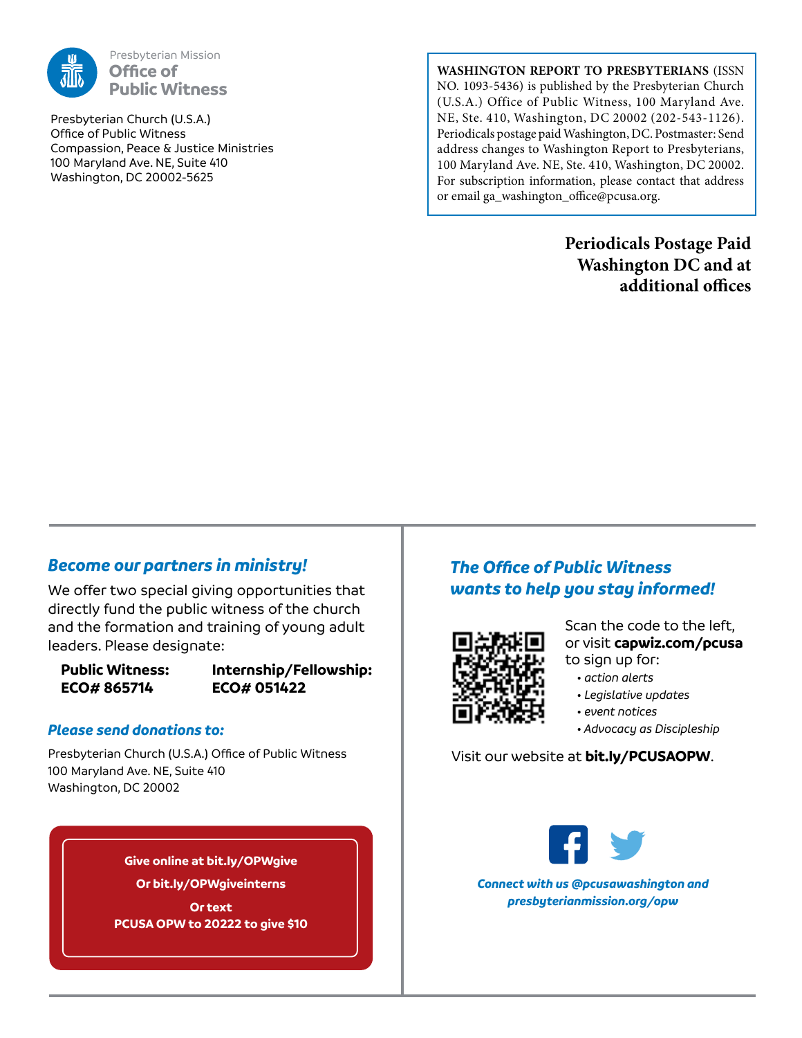Presbyterian Mission
**Office of Public Witness**

Presbyterian Church (U.S.A.)
Office of Public Witness
Compassion, Peace & Justice Ministries
100 Maryland Ave. NE, Suite 410
Washington, DC 20002-5625

**WASHINGTON REPORT TO PRESBYTERIANS** (ISSN NO. 1093-5436) is published by the Presbyterian Church (U.S.A.) Office of Public Witness, 100 Maryland Ave. NE, Ste. 410, Washington, DC 20002 (202-543-1126). Periodicals postage paid Washington, DC. Postmaster: Send address changes to Washington Report to Presbyterians, 100 Maryland Ave. NE, Ste. 410, Washington, DC 20002. For subscription information, please contact that address or email ga_washington_office@pcusa.org.

**Periodicals Postage Paid Washington DC and at additional offices**

## *Become our partners in ministry!*

We offer two special giving opportunities that directly fund the public witness of the church and the formation and training of young adult leaders. Please designate:

**Public Witness:**
**ECO# 865714**

**Internship/Fellowship:**
**ECO# 051422**

### *Please send donations to:*

Presbyterian Church (U.S.A.) Office of Public Witness
100 Maryland Ave. NE, Suite 410
Washington, DC 20002

**Give online at bit.ly/OPWgive**

**Or bit.ly/OPWgiveinterns**

**Or text**
**PCUSA OPW to 20222 to give $10**

## *The Office of Public Witness wants to help you stay informed!*

Scan the code to the left, or visit **capwiz.com/pcusa** to sign up for:

- *action alerts*
- *Legislative updates*
- *event notices*
- *Advocacy as Discipleship*

Visit our website at **bit.ly/PCUSAOPW**.

***Connect with us @pcusawashington and presbyterianmission.org/opw***